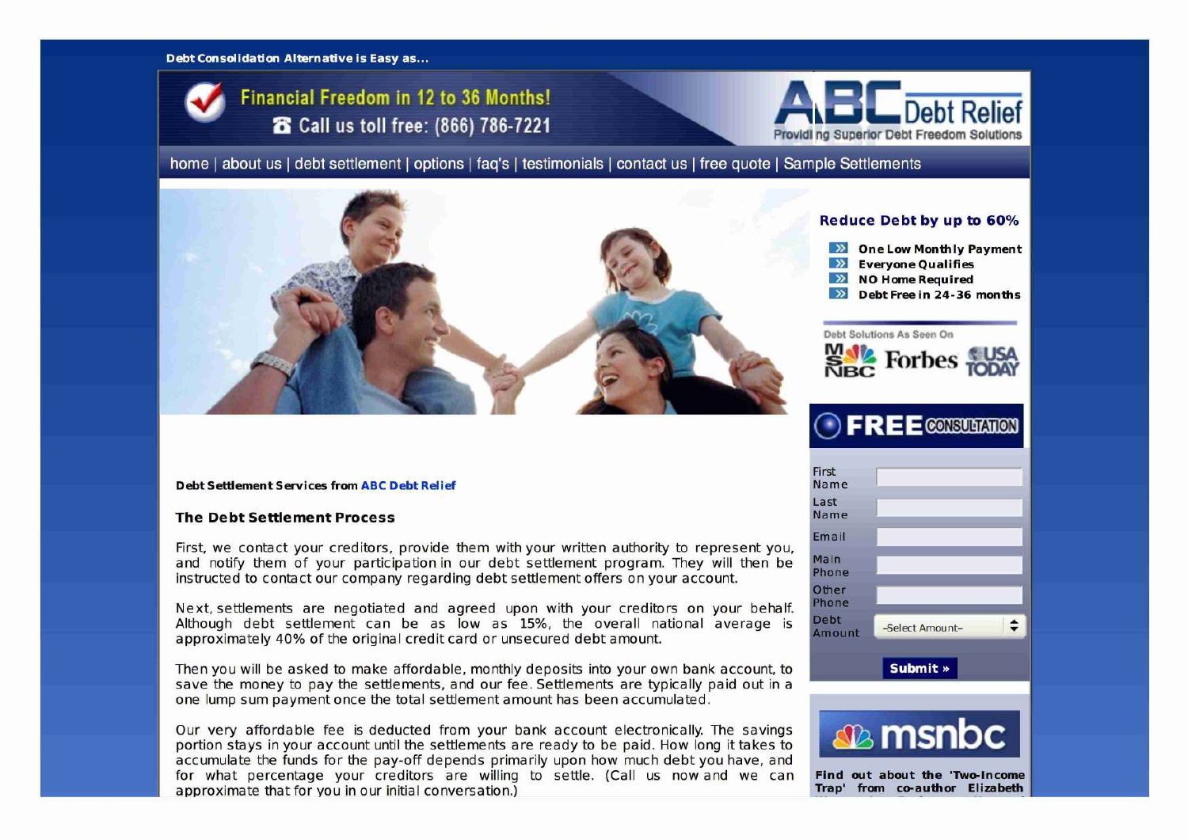Debt Consolidation Alternative is Easy as...

**Financial Freedom in 12 to 36 Months!**

Call us toll free: (866) 786-7221

**ABC Debt Relief**

Providing Superior Debt Freedom Solutions

home | about us | debt settlement | options | faq's | testimonials | contact us | free quote | Sample Settlements

**Reduce Debt by up to 60%**

- One Low Monthly Payment
- Everyone Qualifies
- NO Home Required
- Debt Free in 24-36 months

Debt Solutions As Seen On

MSNBC Forbes USA TODAY

**FREE CONSULTATION**

| | |
|---|---|
| First Name | |
| Last Name | |
| Email | |
| Main Phone | |
| Other Phone | |
| Debt Amount | -Select Amount- |

**Submit »**

msnbc

**Find out about the 'Two-Income Trap' from co-author Elizabeth**

**Debt Settlement Services from ABC Debt Relief**

### The Debt Settlement Process

First, we contact your creditors, provide them with your written authority to represent you, and notify them of your participation in our debt settlement program. They will then be instructed to contact our company regarding debt settlement offers on your account.

Next, settlements are negotiated and agreed upon with your creditors on your behalf. Although debt settlement can be as low as 15%, the overall national average is approximately 40% of the original credit card or unsecured debt amount.

Then you will be asked to make affordable, monthly deposits into your own bank account, to save the money to pay the settlements, and our fee. Settlements are typically paid out in a one lump sum payment once the total settlement amount has been accumulated.

Our very affordable fee is deducted from your bank account electronically. The savings portion stays in your account until the settlements are ready to be paid. How long it takes to accumulate the funds for the pay-off depends primarily upon how much debt you have, and for what percentage your creditors are willing to settle. (Call us now and we can approximate that for you in our initial conversation.)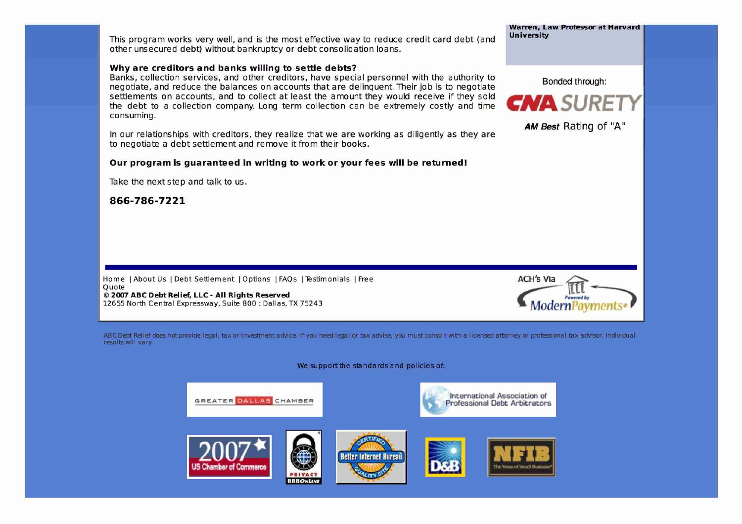This program works very well, and is the most effective way to reduce credit card debt (and other unsecured debt) without bankruptcy or debt consolidation loans.

**Why are creditors and banks willing to settle debts?**
Banks, collection services, and other creditors, have special personnel with the authority to negotiate, and reduce the balances on accounts that are delinquent. Their job is to negotiate settlements on accounts, and to collect at least the amount they would receive if they sold the debt to a collection company. Long term collection can be extremely costly and time consuming.

In our relationships with creditors, they realize that we are working as diligently as they are to negotiate a debt settlement and remove it from their books.

**Our program is guaranteed in writing to work or your fees will be returned!**

Take the next step and talk to us.

**866-786-7221**

**Warren, Law Professor at Harvard University**

Bonded through:

CNA SURETY

*AM Best* Rating of "A"

Home | About Us | Debt Settlement | Options | FAQs | Testimonials | Free Quote

**© 2007 ABC Debt Relief, LLC - All Rights Reserved**

12655 North Central Expressway, Suite 800 : Dallas, TX 75243

ACH's Via Powered by ModernPayments

ABC Debt Relief does not provide legal, tax or investment advice. If you need legal or tax advise, you must consult with a licensed attorney or professional tax advisor. Individual results will vary.

We support the standards and policies of:

GREATER DALLAS CHAMBER

International Association of Professional Debt Arbitrators

2007 US Chamber of Commerce

PRIVACY BBBOnLine

Certified Better Internet Bureau Quality Site

D&B

NFIB The Voice of Small Business